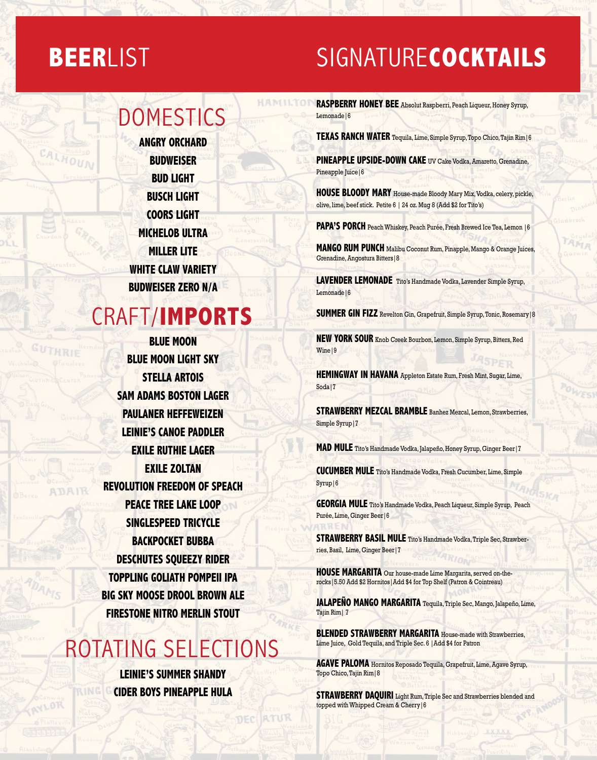# BEERLIST

## DOMESTICS

ANGRY ORCHARD
BUDWEISER
BUD LIGHT
BUSCH LIGHT
COORS LIGHT
MICHELOB ULTRA
MILLER LITE
WHITE CLAW VARIETY
BUDWEISER ZERO N/A

## CRAFT/IMPORTS

BLUE MOON
BLUE MOON LIGHT SKY
STELLA ARTOIS
SAM ADAMS BOSTON LAGER
PAULANER HEFFEWEIZEN
LEINIE'S CANOE PADDLER
EXILE RUTHIE LAGER
EXILE ZOLTAN
REVOLUTION FREEDOM OF SPEACH
PEACE TREE LAKE LOOP
SINGLESPEED TRICYCLE
BACKPOCKET BUBBA
DESCHUTES SQUEEZY RIDER
TOPPLING GOLIATH POMPEII IPA
BIG SKY MOOSE DROOL BROWN ALE
FIRESTONE NITRO MERLIN STOUT

## ROTATING SELECTIONS

LEINIE'S SUMMER SHANDY
CIDER BOYS PINEAPPLE HULA

# SIGNATURECOCKTAILS

**RASPBERRY HONEY BEE** Absolut Raspberri, Peach Liqueur, Honey Syrup, Lemonade | 6

**TEXAS RANCH WATER** Tequila, Lime, Simple Syrup, Topo Chico, Tajin Rim | 6

**PINEAPPLE UPSIDE-DOWN CAKE** UV Cake Vodka, Amaretto, Grenadine, Pineapple Juice | 6

**HOUSE BLOODY MARY** House-made Bloody Mary Mix, Vodka, celery, pickle, olive, lime, beef stick. Petite 6 | 24 oz. Mug 8 (Add $2 for Tito's)

**PAPA'S PORCH** Peach Whiskey, Peach Purée, Fresh Brewed Ice Tea, Lemon | 6

**MANGO RUM PUNCH** Malibu Coconut Rum, Pinapple, Mango & Orange Juices, Grenadine, Angostura Bitters | 8

**LAVENDER LEMONADE** Tito's Handmade Vodka, Lavender Simple Syrup, Lemonade | 6

**SUMMER GIN FIZZ** Revelton Gin, Grapefruit, Simple Syrup, Tonic, Rosemary | 8

**NEW YORK SOUR** Knob Creek Bourbon, Lemon, Simple Syrup, Bitters, Red Wine | 9

**HEMINGWAY IN HAVANA** Appleton Estate Rum, Fresh Mint, Sugar, Lime, Soda | 7

**STRAWBERRY MEZCAL BRAMBLE** Banhez Mezcal, Lemon, Strawberries, Simple Syrup | 7

**MAD MULE** Tito's Handmade Vodka, Jalapeño, Honey Syrup, Ginger Beer | 7

**CUCUMBER MULE** Tito's Handmade Vodka, Fresh Cucumber, Lime, Simple Syrup | 6

**GEORGIA MULE** Tito's Handmade Vodka, Peach Liqueur, Simple Syrup, Peach Purée, Lime, Ginger Beer | 6

**STRAWBERRY BASIL MULE** Tito's Handmade Vodka, Triple Sec, Strawberries, Basil, Lime, Ginger Beer | 7

**HOUSE MARGARITA** Our house-made Lime Margarita, served on-the-rocks | 5.50 Add $2 Hornitos | Add $4 for Top Shelf (Patron & Cointreau)

**JALAPEÑO MANGO MARGARITA** Tequila, Triple Sec, Mango, Jalapeño, Lime, Tajin Rim | 7

**BLENDED STRAWBERRY MARGARITA** House-made with Strawberries, Lime Juice, Gold Tequila, and Triple Sec. 6 | Add $4 for Patron

**AGAVE PALOMA** Hornitos Reposado Tequila, Grapefruit, Lime, Agave Syrup, Topo Chico, Tajin Rim | 8

**STRAWBERRY DAQUIRI** Light Rum, Triple Sec and Strawberries blended and topped with Whipped Cream & Cherry | 6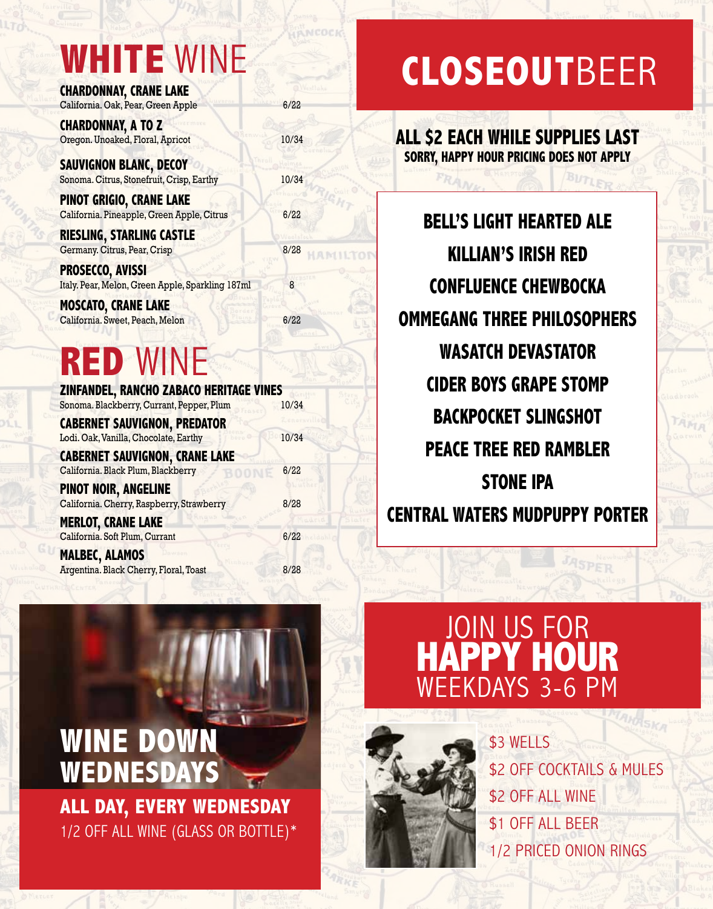# WHITE WINE

**CHARDONNAY, CRANE LAKE**
California. Oak, Pear, Green Apple — 6/22

**CHARDONNAY, A TO Z**
Oregon. Unoaked, Floral, Apricot — 10/34

**SAUVIGNON BLANC, DECOY**
Sonoma. Citrus, Stonefruit, Crisp, Earthy — 10/34

**PINOT GRIGIO, CRANE LAKE**
California. Pineapple, Green Apple, Citrus — 6/22

**RIESLING, STARLING CASTLE**
Germany. Citrus, Pear, Crisp — 8/28

**PROSECCO, AVISSI**
Italy. Pear, Melon, Green Apple, Sparkling 187ml — 8

**MOSCATO, CRANE LAKE**
California. Sweet, Peach, Melon — 6/22

# RED WINE

**ZINFANDEL, RANCHO ZABACO HERITAGE VINES**
Sonoma. Blackberry, Currant, Pepper, Plum — 10/34

**CABERNET SAUVIGNON, PREDATOR**
Lodi. Oak, Vanilla, Chocolate, Earthy — 10/34

**CABERNET SAUVIGNON, CRANE LAKE**
California. Black Plum, Blackberry — 6/22

**PINOT NOIR, ANGELINE**
California. Cherry, Raspberry, Strawberry — 8/28

**MERLOT, CRANE LAKE**
California. Soft Plum, Currant — 6/22

**MALBEC, ALAMOS**
Argentina. Black Cherry, Floral, Toast — 8/28

# CLOSEOUT BEER

**ALL $2 EACH WHILE SUPPLIES LAST**
**SORRY, HAPPY HOUR PRICING DOES NOT APPLY**

**BELL'S LIGHT HEARTED ALE**
**KILLIAN'S IRISH RED**
**CONFLUENCE CHEWBOCKA**
**OMMEGANG THREE PHILOSOPHERS**
**WASATCH DEVASTATOR**
**CIDER BOYS GRAPE STOMP**
**BACKPOCKET SLINGSHOT**
**PEACE TREE RED RAMBLER**
**STONE IPA**
**CENTRAL WATERS MUDPUPPY PORTER**

## WINE DOWN WEDNESDAYS

**ALL DAY, EVERY WEDNESDAY**
1/2 OFF ALL WINE (GLASS OR BOTTLE)*

## JOIN US FOR HAPPY HOUR WEEKDAYS 3-6 PM

- $3 WELLS
- $2 OFF COCKTAILS & MULES
- $2 OFF ALL WINE
- $1 OFF ALL BEER
- 1/2 PRICED ONION RINGS